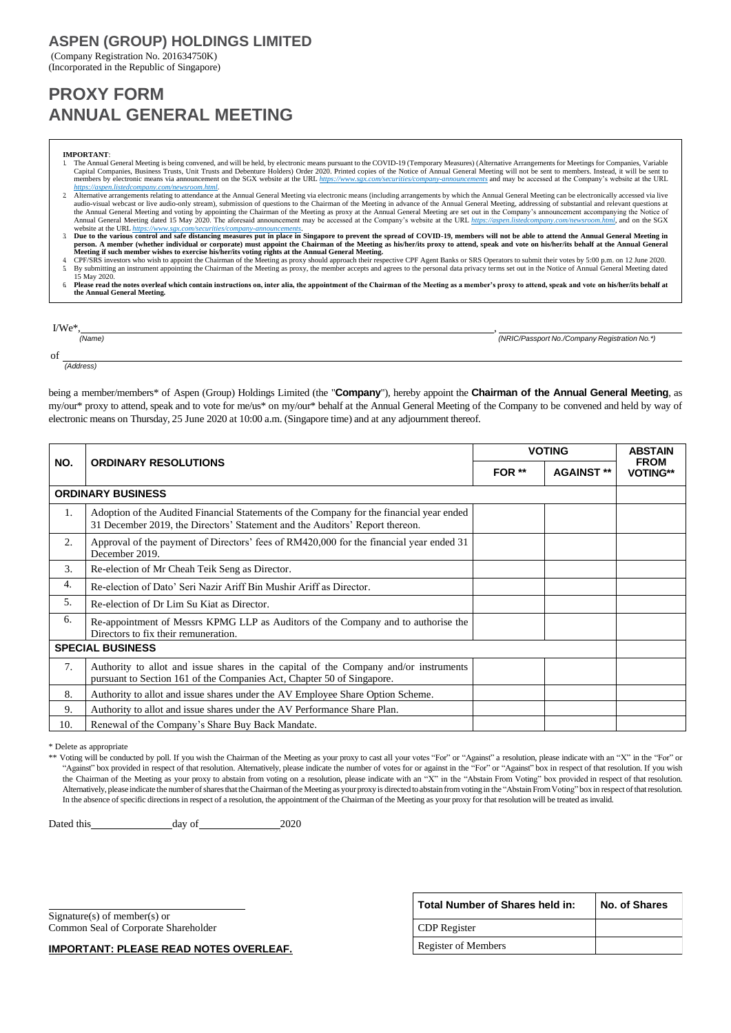# ASPEN (GROUP) HOLDINGS LIMITED

(Company Registration No. 201634750K)
(Incorporated in the Republic of Singapore)

# PROXY FORM
# ANNUAL GENERAL MEETING

**IMPORTANT**:

1. The Annual General Meeting is being convened, and will be held, by electronic means pursuant to the COVID-19 (Temporary Measures) (Alternative Arrangements for Meetings for Companies, Variable Capital Companies, Business Trusts, Unit Trusts and Debenture Holders) Order 2020. Printed copies of the Notice of Annual General Meeting will not be sent to members. Instead, it will be sent to members by electronic means via announcement on the SGX website at the URL *https://www.sgx.com/securities/company-announcements* and may be accessed at the Company's website at the URL *https://aspen.listedcompany.com/newsroom.html*.
2. Alternative arrangements relating to attendance at the Annual General Meeting via electronic means (including arrangements by which the Annual General Meeting can be electronically accessed via live audio-visual webcast or live audio-only stream), submission of questions to the Chairman of the Meeting in advance of the Annual General Meeting, addressing of substantial and relevant questions at the Annual General Meeting and voting by appointing the Chairman of the Meeting as proxy at the Annual General Meeting are set out in the Company's announcement accompanying the Notice of Annual General Meeting dated 15 May 2020. The aforesaid announcement may be accessed at the Company's website at the URL *https://aspen.listedcompany.com/newsroom.html*, and on the SGX website at the URL *https://www.sgx.com/securities/company-announcements*.
3. **Due to the various control and safe distancing measures put in place in Singapore to prevent the spread of COVID-19, members will not be able to attend the Annual General Meeting in person. A member (whether individual or corporate) must appoint the Chairman of the Meeting as his/her/its proxy to attend, speak and vote on his/her/its behalf at the Annual General Meeting if such member wishes to exercise his/her/its voting rights at the Annual General Meeting.**
4. CPF/SRS investors who wish to appoint the Chairman of the Meeting as proxy should approach their respective CPF Agent Banks or SRS Operators to submit their votes by 5:00 p.m. on 12 June 2020.
5. By submitting an instrument appointing the Chairman of the Meeting as proxy, the member accepts and agrees to the personal data privacy terms set out in the Notice of Annual General Meeting dated 15 May 2020.
6. **Please read the notes overleaf which contain instructions on, inter alia, the appointment of the Chairman of the Meeting as a member's proxy to attend, speak and vote on his/her/its behalf at the Annual General Meeting.**

I/We*, ______________________________ (*Name*), ______________________________ (*NRIC/Passport No./Company Registration No.**)

of ______________________________ (*Address*)

being a member/members* of Aspen (Group) Holdings Limited (the "**Company**"), hereby appoint the **Chairman of the Annual General Meeting**, as my/our* proxy to attend, speak and to vote for me/us* on my/our* behalf at the Annual General Meeting of the Company to be convened and held by way of electronic means on Thursday, 25 June 2020 at 10:00 a.m. (Singapore time) and at any adjournment thereof.

| NO. | ORDINARY RESOLUTIONS | VOTING | | ABSTAIN FROM VOTING** |
|---|---|---|---|---|
| | | FOR ** | AGAINST ** | |
| **ORDINARY BUSINESS** | | | | |
| 1. | Adoption of the Audited Financial Statements of the Company for the financial year ended 31 December 2019, the Directors' Statement and the Auditors' Report thereon. | | | |
| 2. | Approval of the payment of Directors' fees of RM420,000 for the financial year ended 31 December 2019. | | | |
| 3. | Re-election of Mr Cheah Teik Seng as Director. | | | |
| 4. | Re-election of Dato' Seri Nazir Ariff Bin Mushir Ariff as Director. | | | |
| 5. | Re-election of Dr Lim Su Kiat as Director. | | | |
| 6. | Re-appointment of Messrs KPMG LLP as Auditors of the Company and to authorise the Directors to fix their remuneration. | | | |
| **SPECIAL BUSINESS** | | | | |
| 7. | Authority to allot and issue shares in the capital of the Company and/or instruments pursuant to Section 161 of the Companies Act, Chapter 50 of Singapore. | | | |
| 8. | Authority to allot and issue shares under the AV Employee Share Option Scheme. | | | |
| 9. | Authority to allot and issue shares under the AV Performance Share Plan. | | | |
| 10. | Renewal of the Company's Share Buy Back Mandate. | | | |

\* Delete as appropriate

** Voting will be conducted by poll. If you wish the Chairman of the Meeting as your proxy to cast all your votes "For" or "Against" a resolution, please indicate with an "X" in the "For" or "Against" box provided in respect of that resolution. Alternatively, please indicate the number of votes for or against in the "For" or "Against" box in respect of that resolution. If you wish the Chairman of the Meeting as your proxy to abstain from voting on a resolution, please indicate with an "X" in the "Abstain From Voting" box provided in respect of that resolution. Alternatively, please indicate the number of shares that the Chairman of the Meeting as your proxy is directed to abstain from voting in the "Abstain From Voting" box in respect of that resolution. In the absence of specific directions in respect of a resolution, the appointment of the Chairman of the Meeting as your proxy for that resolution will be treated as invalid.

Dated this ______________ day of ______________ 2020

| Total Number of Shares held in: | No. of Shares |
|---|---|
| CDP Register | |
| Register of Members | |

______________________________
Signature(s) of member(s) or
Common Seal of Corporate Shareholder

**IMPORTANT: PLEASE READ NOTES OVERLEAF.**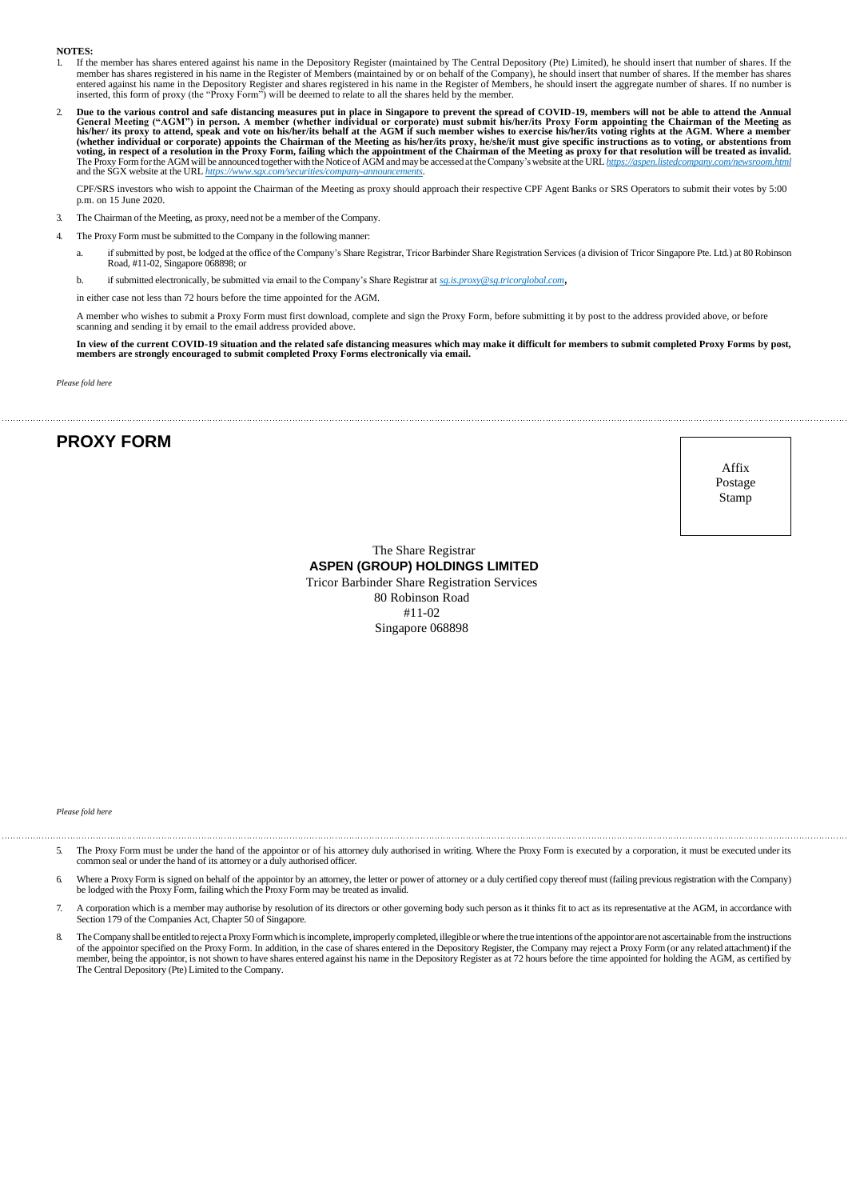**NOTES:**

1. If the member has shares entered against his name in the Depository Register (maintained by The Central Depository (Pte) Limited), he should insert that number of shares. If the member has shares registered in his name in the Register of Members (maintained by or on behalf of the Company), he should insert that number of shares. If the member has shares entered against his name in the Depository Register and shares registered in his name in the Register of Members, he should insert the aggregate number of shares. If no number is inserted, this form of proxy (the "Proxy Form") will be deemed to relate to all the shares held by the member.

2. **Due to the various control and safe distancing measures put in place in Singapore to prevent the spread of COVID-19, members will not be able to attend the Annual General Meeting ("AGM") in person. A member (whether individual or corporate) must submit his/her/its Proxy Form appointing the Chairman of the Meeting as his/her/ its proxy to attend, speak and vote on his/her/its behalf at the AGM if such member wishes to exercise his/her/its voting rights at the AGM. Where a member (whether individual or corporate) appoints the Chairman of the Meeting as his/her/its proxy, he/she/it must give specific instructions as to voting, or abstentions from voting, in respect of a resolution in the Proxy Form, failing which the appointment of the Chairman of the Meeting as proxy for that resolution will be treated as invalid.** The Proxy Form for the AGM will be announced together with the Notice of AGM and may be accessed at the Company's website at the URL *https://aspen.listedcompany.com/newsroom.html* and the SGX website at the URL *https://www.sgx.com/securities/company-announcements*.

   CPF/SRS investors who wish to appoint the Chairman of the Meeting as proxy should approach their respective CPF Agent Banks or SRS Operators to submit their votes by 5:00 p.m. on 15 June 2020.

3. The Chairman of the Meeting, as proxy, need not be a member of the Company.

4. The Proxy Form must be submitted to the Company in the following manner:

   a. if submitted by post, be lodged at the office of the Company's Share Registrar, Tricor Barbinder Share Registration Services (a division of Tricor Singapore Pte. Ltd.) at 80 Robinson Road, #11-02, Singapore 068898; or

   b. if submitted electronically, be submitted via email to the Company's Share Registrar at *sg.is.proxy@sg.tricorglobal.com*,

   in either case not less than 72 hours before the time appointed for the AGM.

   A member who wishes to submit a Proxy Form must first download, complete and sign the Proxy Form, before submitting it by post to the address provided above, or before scanning and sending it by email to the email address provided above.

   **In view of the current COVID-19 situation and the related safe distancing measures which may make it difficult for members to submit completed Proxy Forms by post, members are strongly encouraged to submit completed Proxy Forms electronically via email.**

*Please fold here*

## PROXY FORM

Affix
Postage
Stamp

The Share Registrar
**ASPEN (GROUP) HOLDINGS LIMITED**
Tricor Barbinder Share Registration Services
80 Robinson Road
#11-02
Singapore 068898

*Please fold here*

5. The Proxy Form must be under the hand of the appointor or of his attorney duly authorised in writing. Where the Proxy Form is executed by a corporation, it must be executed under its common seal or under the hand of its attorney or a duly authorised officer.

6. Where a Proxy Form is signed on behalf of the appointor by an attorney, the letter or power of attorney or a duly certified copy thereof must (failing previous registration with the Company) be lodged with the Proxy Form, failing which the Proxy Form may be treated as invalid.

7. A corporation which is a member may authorise by resolution of its directors or other governing body such person as it thinks fit to act as its representative at the AGM, in accordance with Section 179 of the Companies Act, Chapter 50 of Singapore.

8. The Company shall be entitled to reject a Proxy Form which is incomplete, improperly completed, illegible or where the true intentions of the appointor are not ascertainable from the instructions of the appointor specified on the Proxy Form. In addition, in the case of shares entered in the Depository Register, the Company may reject a Proxy Form (or any related attachment) if the member, being the appointor, is not shown to have shares entered against his name in the Depository Register as at 72 hours before the time appointed for holding the AGM, as certified by The Central Depository (Pte) Limited to the Company.